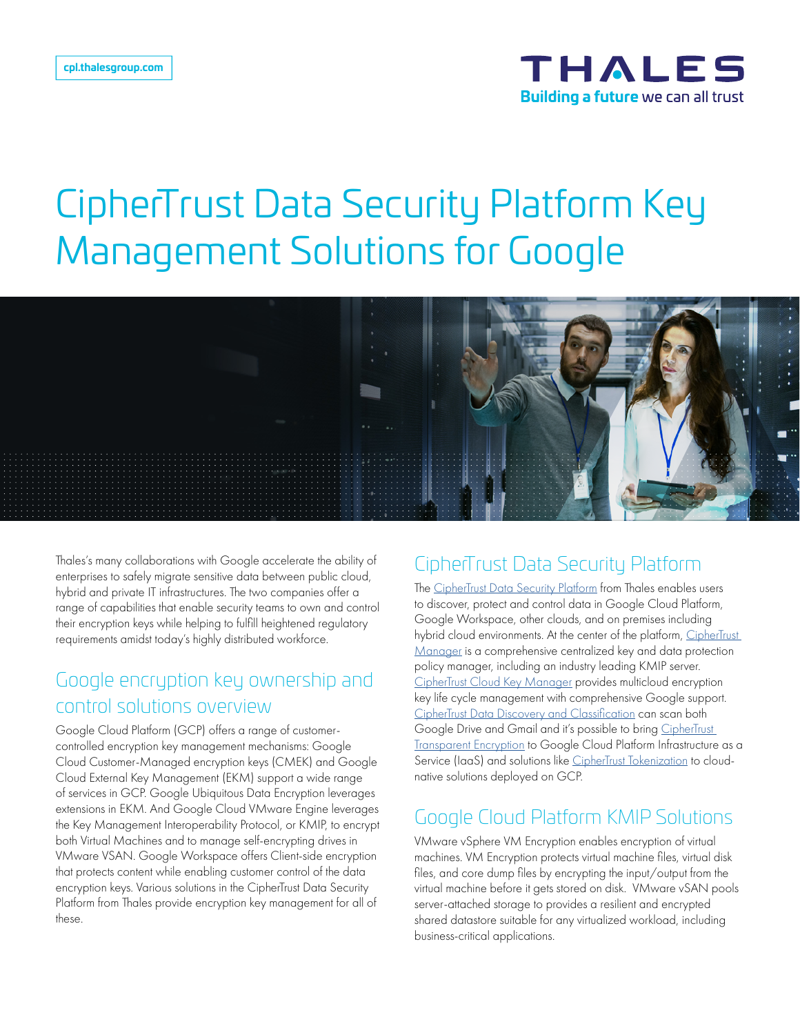cpl.thalesgroup.com

THALES
Building a future we can all trust

# CipherTrust Data Security Platform Key Management Solutions for Google

Thales's many collaborations with Google accelerate the ability of enterprises to safely migrate sensitive data between public cloud, hybrid and private IT infrastructures. The two companies offer a range of capabilities that enable security teams to own and control their encryption keys while helping to fulfill heightened regulatory requirements amidst today's highly distributed workforce.

## Google encryption key ownership and control solutions overview

Google Cloud Platform (GCP) offers a range of customer-controlled encryption key management mechanisms: Google Cloud Customer-Managed encryption keys (CMEK) and Google Cloud External Key Management (EKM) support a wide range of services in GCP. Google Ubiquitous Data Encryption leverages extensions in EKM. And Google Cloud VMware Engine leverages the Key Management Interoperability Protocol, or KMIP, to encrypt both Virtual Machines and to manage self-encrypting drives in VMware VSAN. Google Workspace offers Client-side encryption that protects content while enabling customer control of the data encryption keys. Various solutions in the CipherTrust Data Security Platform from Thales provide encryption key management for all of these.

## CipherTrust Data Security Platform

The CipherTrust Data Security Platform from Thales enables users to discover, protect and control data in Google Cloud Platform, Google Workspace, other clouds, and on premises including hybrid cloud environments. At the center of the platform, CipherTrust Manager is a comprehensive centralized key and data protection policy manager, including an industry leading KMIP server. CipherTrust Cloud Key Manager provides multicloud encryption key life cycle management with comprehensive Google support. CipherTrust Data Discovery and Classification can scan both Google Drive and Gmail and it's possible to bring CipherTrust Transparent Encryption to Google Cloud Platform Infrastructure as a Service (IaaS) and solutions like CipherTrust Tokenization to cloud-native solutions deployed on GCP.

## Google Cloud Platform KMIP Solutions

VMware vSphere VM Encryption enables encryption of virtual machines. VM Encryption protects virtual machine files, virtual disk files, and core dump files by encrypting the input/output from the virtual machine before it gets stored on disk. VMware vSAN pools server-attached storage to provides a resilient and encrypted shared datastore suitable for any virtualized workload, including business-critical applications.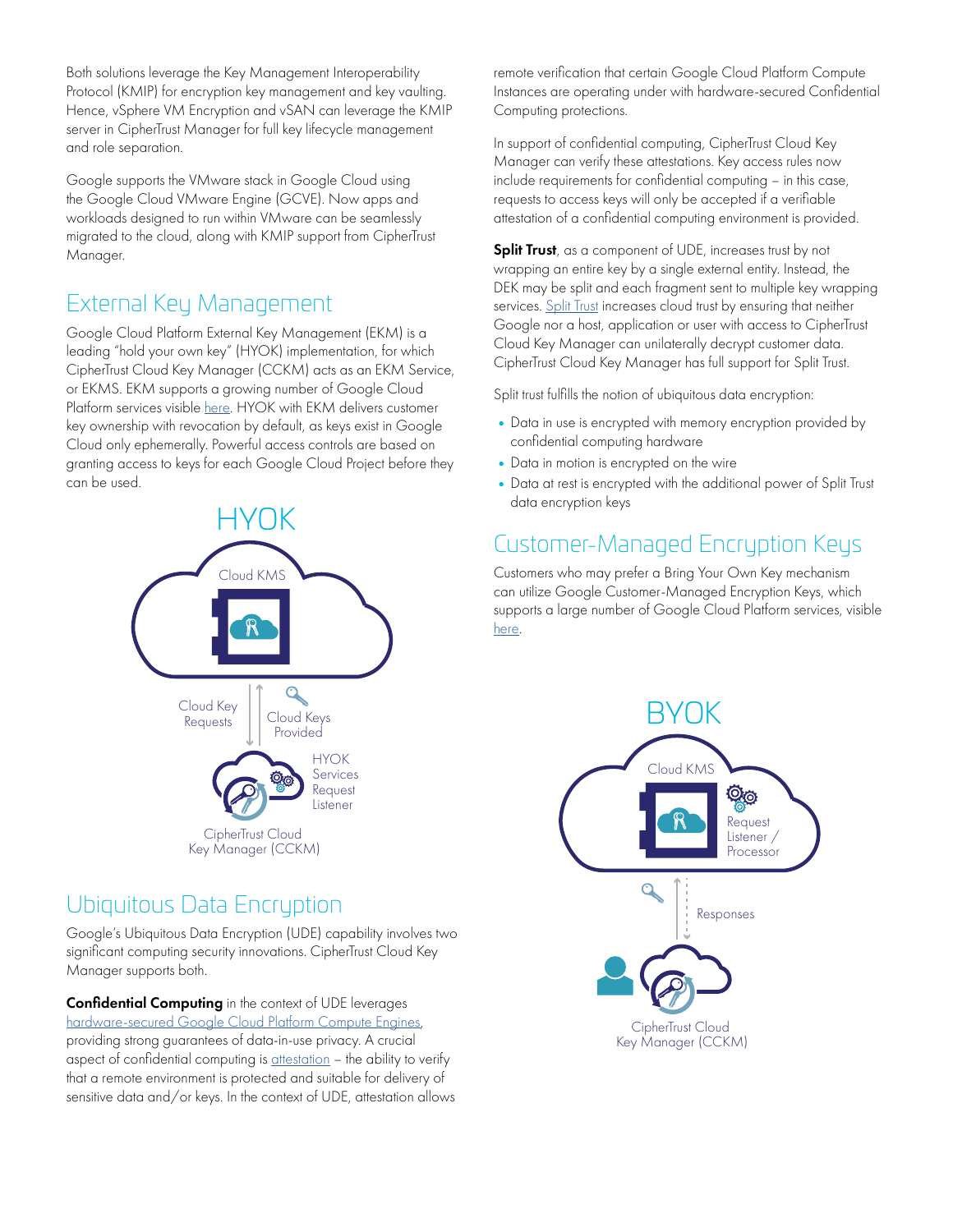Both solutions leverage the Key Management Interoperability Protocol (KMIP) for encryption key management and key vaulting. Hence, vSphere VM Encryption and vSAN can leverage the KMIP server in CipherTrust Manager for full key lifecycle management and role separation.

Google supports the VMware stack in Google Cloud using the Google Cloud VMware Engine (GCVE). Now apps and workloads designed to run within VMware can be seamlessly migrated to the cloud, along with KMIP support from CipherTrust Manager.

## External Key Management

Google Cloud Platform External Key Management (EKM) is a leading "hold your own key" (HYOK) implementation, for which CipherTrust Cloud Key Manager (CCKM) acts as an EKM Service, or EKMS. EKM supports a growing number of Google Cloud Platform services visible here. HYOK with EKM delivers customer key ownership with revocation by default, as keys exist in Google Cloud only ephemerally. Powerful access controls are based on granting access to keys for each Google Cloud Project before they can be used.

HYOK

Cloud KMS

Cloud Key Requests

Cloud Keys Provided

HYOK Services Request Listener

CipherTrust Cloud Key Manager (CCKM)

## Ubiquitous Data Encryption

Google's Ubiquitous Data Encryption (UDE) capability involves two significant computing security innovations. CipherTrust Cloud Key Manager supports both.

**Confidential Computing** in the context of UDE leverages hardware-secured Google Cloud Platform Compute Engines, providing strong guarantees of data-in-use privacy. A crucial aspect of confidential computing is attestation – the ability to verify that a remote environment is protected and suitable for delivery of sensitive data and/or keys. In the context of UDE, attestation allows remote verification that certain Google Cloud Platform Compute Instances are operating under with hardware-secured Confidential Computing protections.

In support of confidential computing, CipherTrust Cloud Key Manager can verify these attestations. Key access rules now include requirements for confidential computing – in this case, requests to access keys will only be accepted if a verifiable attestation of a confidential computing environment is provided.

**Split Trust**, as a component of UDE, increases trust by not wrapping an entire key by a single external entity. Instead, the DEK may be split and each fragment sent to multiple key wrapping services. Split Trust increases cloud trust by ensuring that neither Google nor a host, application or user with access to CipherTrust Cloud Key Manager can unilaterally decrypt customer data. CipherTrust Cloud Key Manager has full support for Split Trust.

Split trust fulfills the notion of ubiquitous data encryption:

- Data in use is encrypted with memory encryption provided by confidential computing hardware
- Data in motion is encrypted on the wire
- Data at rest is encrypted with the additional power of Split Trust data encryption keys

## Customer-Managed Encryption Keys

Customers who may prefer a Bring Your Own Key mechanism can utilize Google Customer-Managed Encryption Keys, which supports a large number of Google Cloud Platform services, visible here.

BYOK

Cloud KMS

Request Listener / Processor

Responses

CipherTrust Cloud Key Manager (CCKM)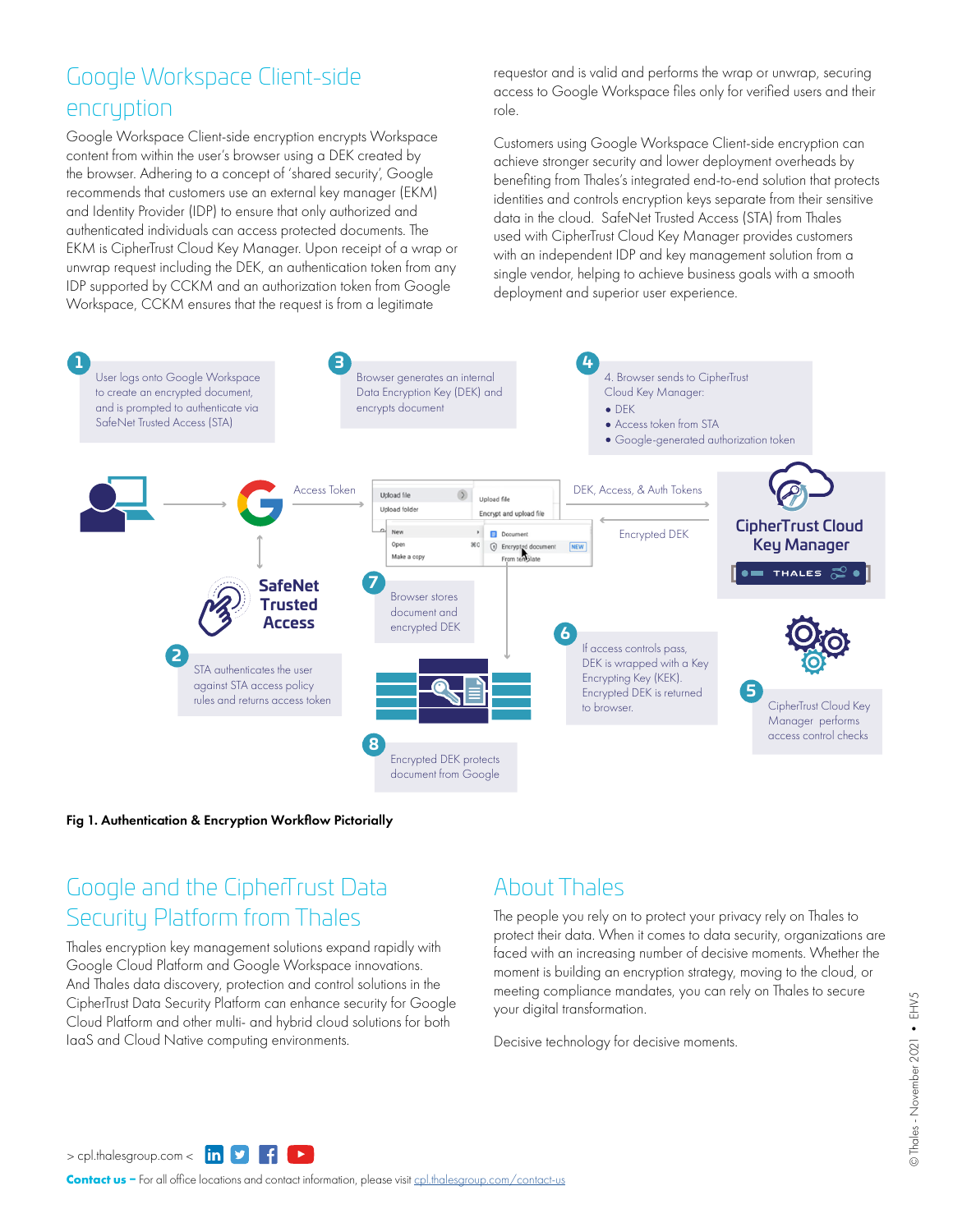## Google Workspace Client-side encryption

Google Workspace Client-side encryption encrypts Workspace content from within the user's browser using a DEK created by the browser. Adhering to a concept of 'shared security', Google recommends that customers use an external key manager (EKM) and Identity Provider (IDP) to ensure that only authorized and authenticated individuals can access protected documents. The EKM is CipherTrust Cloud Key Manager. Upon receipt of a wrap or unwrap request including the DEK, an authentication token from any IDP supported by CCKM and an authorization token from Google Workspace, CCKM ensures that the request is from a legitimate requestor and is valid and performs the wrap or unwrap, securing access to Google Workspace files only for verified users and their role.

Customers using Google Workspace Client-side encryption can achieve stronger security and lower deployment overheads by benefiting from Thales's integrated end-to-end solution that protects identities and controls encryption keys separate from their sensitive data in the cloud. SafeNet Trusted Access (STA) from Thales used with CipherTrust Cloud Key Manager provides customers with an independent IDP and key management solution from a single vendor, helping to achieve business goals with a smooth deployment and superior user experience.

1 User logs onto Google Workspace to create an encrypted document, and is prompted to authenticate via SafeNet Trusted Access (STA)

2 STA authenticates the user against STA access policy rules and returns access token

3 Browser generates an internal Data Encryption Key (DEK) and encrypts document

4 Browser sends to CipherTrust Cloud Key Manager:
- DEK
- Access token from STA
- Google-generated authorization token

5 CipherTrust Cloud Key Manager performs access control checks

6 If access controls pass, DEK is wrapped with a Key Encrypting Key (KEK). Encrypted DEK is returned to browser.

7 Browser stores document and encrypted DEK

8 Encrypted DEK protects document from Google

Access Token

DEK, Access, & Auth Tokens

Encrypted DEK

SafeNet Trusted Access

CipherTrust Cloud Key Manager

THALES

**Fig 1. Authentication & Encryption Workflow Pictorially**

## Google and the CipherTrust Data Security Platform from Thales

Thales encryption key management solutions expand rapidly with Google Cloud Platform and Google Workspace innovations. And Thales data discovery, protection and control solutions in the CipherTrust Data Security Platform can enhance security for Google Cloud Platform and other multi- and hybrid cloud solutions for both IaaS and Cloud Native computing environments.

## About Thales

The people you rely on to protect your privacy rely on Thales to protect their data. When it comes to data security, organizations are faced with an increasing number of decisive moments. Whether the moment is building an encryption strategy, moving to the cloud, or meeting compliance mandates, you can rely on Thales to secure your digital transformation.

Decisive technology for decisive moments.

> cpl.thalesgroup.com <

**Contact us –** For all office locations and contact information, please visit cpl.thalesgroup.com/contact-us

© Thales - November 2021 • EHV5